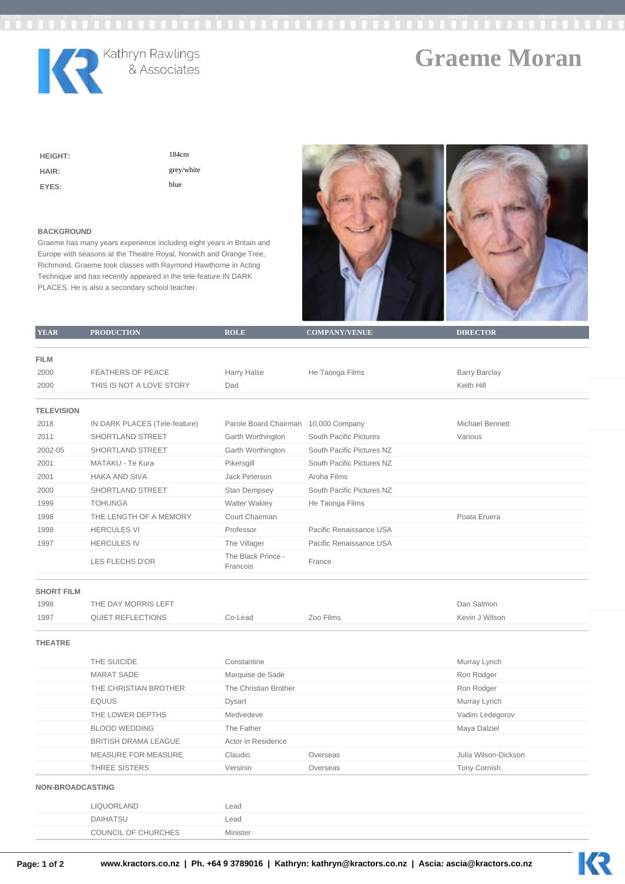Kathryn Rawlings & Associates

# Graeme Moran

**HEIGHT:** 184cm
**HAIR:** grey/white
**EYES:** blue

## BACKGROUND

Graeme has many years experience including eight years in Britain and Europe with seasons at the Theatre Royal, Norwich and Orange Tree, Richmond. Graeme took classes with Raymond Hawthorne in Acting Technique and has recently appeared in the tele-feature IN DARK PLACES. He is also a secondary school teacher.

| YEAR | PRODUCTION | ROLE | COMPANY/VENUE | DIRECTOR |
|---|---|---|---|---|
| **FILM** | | | | |
| 2000 | FEATHERS OF PEACE | Harry Halse | He Taonga Films | Barry Barclay |
| 2000 | THIS IS NOT A LOVE STORY | Dad | | Keith Hill |
| **TELEVISION** | | | | |
| 2018 | IN DARK PLACES (Tele-feature) | Parole Board Chairman | 10,000 Company | Michael Bennett |
| 2011 | SHORTLAND STREET | Garth Worthington | South Pacific Pictures | Various |
| 2002-05 | SHORTLAND STREET | Garth Worthington | South Pacific Pictures NZ | |
| 2001 | MATAKU - Te Kura | Pikersgill | South Pacific Pictures NZ | |
| 2001 | HAKA AND SIVA | Jack Peterson | Aroha Films | |
| 2000 | SHORTLAND STREET | Stan Dempsey | South Pacific Pictures NZ | |
| 1999 | TOHUNGA | Walter Wakley | He Taonga Films | |
| 1998 | THE LENGTH OF A MEMORY | Court Chairman | | Poata Eruera |
| 1998 | HERCULES VI | Professor | Pacific Renaissance USA | |
| 1997 | HERCULES IV | The Villager | Pacific Renaissance USA | |
| | LES FLECHS D'OR | The Black Prince - Francois | France | |
| **SHORT FILM** | | | | |
| 1998 | THE DAY MORRIS LEFT | | | Dan Salmon |
| 1997 | QUIET REFLECTIONS | Co-Lead | Zoo Films | Kevin J Wilson |
| **THEATRE** | | | | |
| | THE SUICIDE | Constantine | | Murray Lynch |
| | MARAT SADE | Marquise de Sade | | Ron Rodger |
| | THE CHRISTIAN BROTHER | The Christian Brother | | Ron Rodger |
| | EQUUS | Dysart | | Murray Lynch |
| | THE LOWER DEPTHS | Medvedeve | | Vadim Ledegorov |
| | BLOOD WEDDING | The Father | | Maya Dalziel |
| | BRITISH DRAMA LEAGUE | Actor in Residence | | |
| | MEASURE FOR MEASURE | Claudio | Overseas | Julia Wilson-Dickson |
| | THREE SISTERS | Versinin | Overseas | Tony Cornish |
| **NON-BROADCASTING** | | | | |
| | LIQUORLAND | Lead | | |
| | DAIHATSU | Lead | | |
| | COUNCIL OF CHURCHES | Minister | | |

www.kractors.co.nz | Ph. +64 9 3789016 | Kathryn: kathryn@kractors.co.nz | Ascia: ascia@kractors.co.nz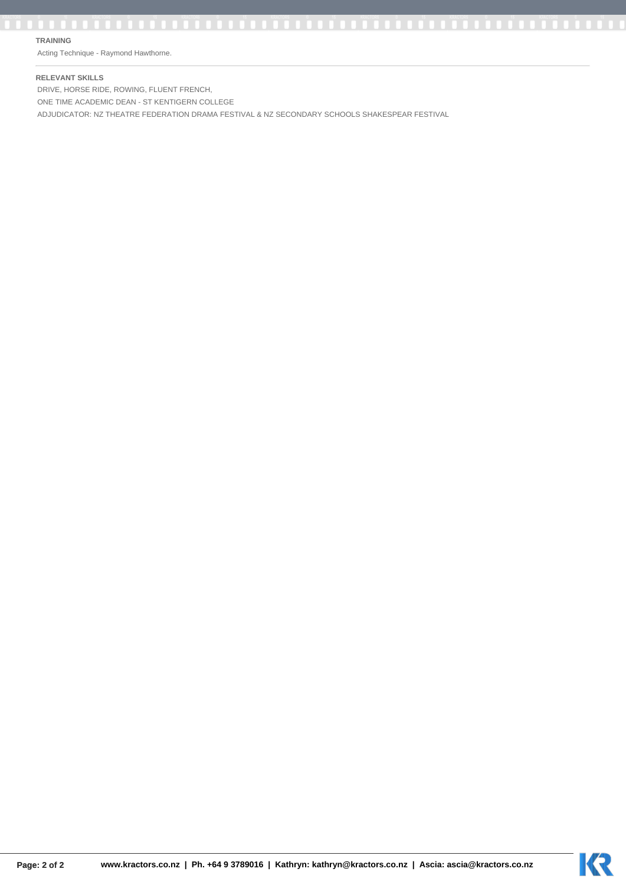**TRAINING**

Acting Technique - Raymond Hawthorne.

**RELEVANT SKILLS**

DRIVE, HORSE RIDE, ROWING, FLUENT FRENCH,

ONE TIME ACADEMIC DEAN - ST KENTIGERN COLLEGE

ADJUDICATOR: NZ THEATRE FEDERATION DRAMA FESTIVAL & NZ SECONDARY SCHOOLS SHAKESPEAR FESTIVAL